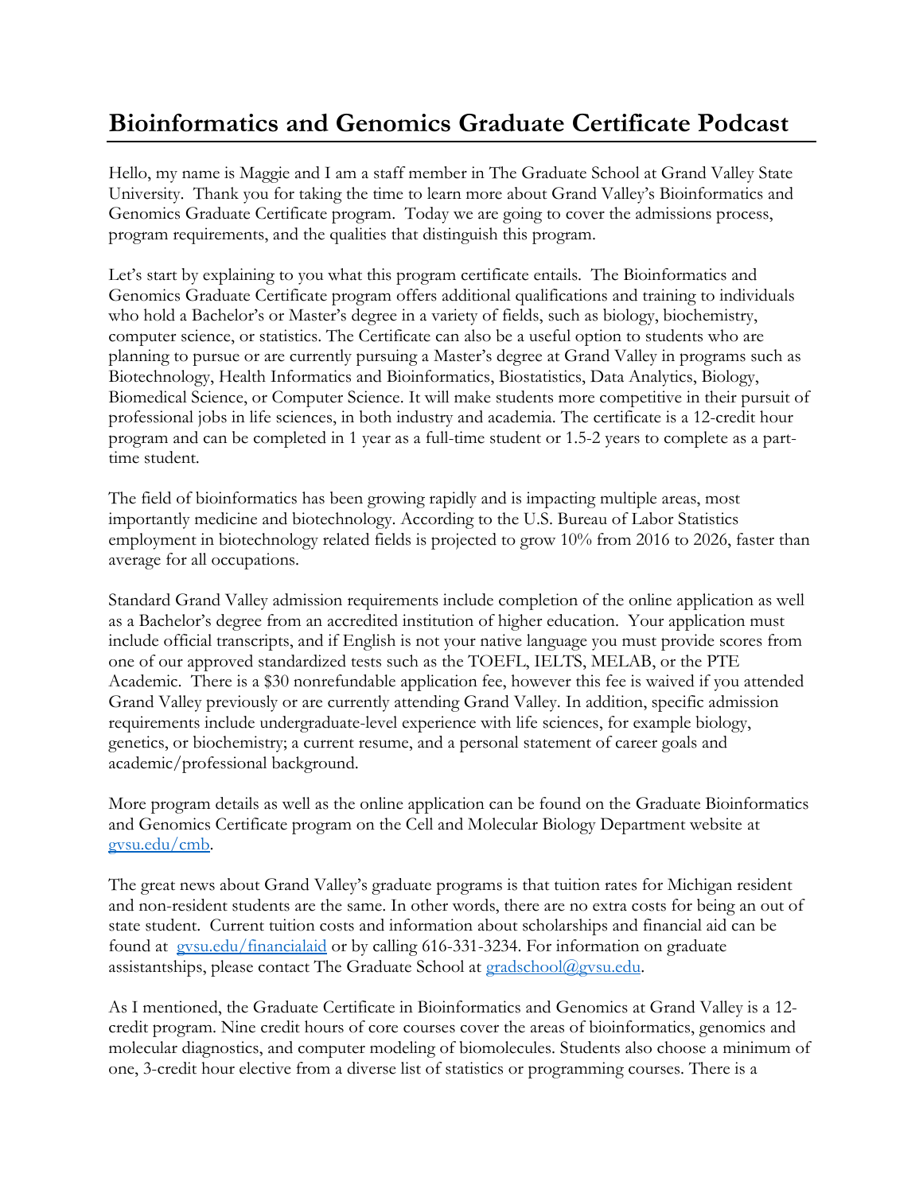# Bioinformatics and Genomics Graduate Certificate Podcast

Hello, my name is Maggie and I am a staff member in The Graduate School at Grand Valley State University. Thank you for taking the time to learn more about Grand Valley's Bioinformatics and Genomics Graduate Certificate program. Today we are going to cover the admissions process, program requirements, and the qualities that distinguish this program.

Let's start by explaining to you what this program certificate entails. The Bioinformatics and Genomics Graduate Certificate program offers additional qualifications and training to individuals who hold a Bachelor's or Master's degree in a variety of fields, such as biology, biochemistry, computer science, or statistics. The Certificate can also be a useful option to students who are planning to pursue or are currently pursuing a Master's degree at Grand Valley in programs such as Biotechnology, Health Informatics and Bioinformatics, Biostatistics, Data Analytics, Biology, Biomedical Science, or Computer Science. It will make students more competitive in their pursuit of professional jobs in life sciences, in both industry and academia. The certificate is a 12-credit hour program and can be completed in 1 year as a full-time student or 1.5-2 years to complete as a part-time student.

The field of bioinformatics has been growing rapidly and is impacting multiple areas, most importantly medicine and biotechnology. According to the U.S. Bureau of Labor Statistics employment in biotechnology related fields is projected to grow 10% from 2016 to 2026, faster than average for all occupations.

Standard Grand Valley admission requirements include completion of the online application as well as a Bachelor's degree from an accredited institution of higher education. Your application must include official transcripts, and if English is not your native language you must provide scores from one of our approved standardized tests such as the TOEFL, IELTS, MELAB, or the PTE Academic. There is a $30 nonrefundable application fee, however this fee is waived if you attended Grand Valley previously or are currently attending Grand Valley. In addition, specific admission requirements include undergraduate-level experience with life sciences, for example biology, genetics, or biochemistry; a current resume, and a personal statement of career goals and academic/professional background.

More program details as well as the online application can be found on the Graduate Bioinformatics and Genomics Certificate program on the Cell and Molecular Biology Department website at [gvsu.edu/cmb](gvsu.edu/cmb).

The great news about Grand Valley's graduate programs is that tuition rates for Michigan resident and non-resident students are the same. In other words, there are no extra costs for being an out of state student. Current tuition costs and information about scholarships and financial aid can be found at [gvsu.edu/financialaid](gvsu.edu/financialaid) or by calling 616-331-3234. For information on graduate assistantships, please contact The Graduate School at [gradschool@gvsu.edu](mailto:gradschool@gvsu.edu).

As I mentioned, the Graduate Certificate in Bioinformatics and Genomics at Grand Valley is a 12-credit program. Nine credit hours of core courses cover the areas of bioinformatics, genomics and molecular diagnostics, and computer modeling of biomolecules. Students also choose a minimum of one, 3-credit hour elective from a diverse list of statistics or programming courses. There is a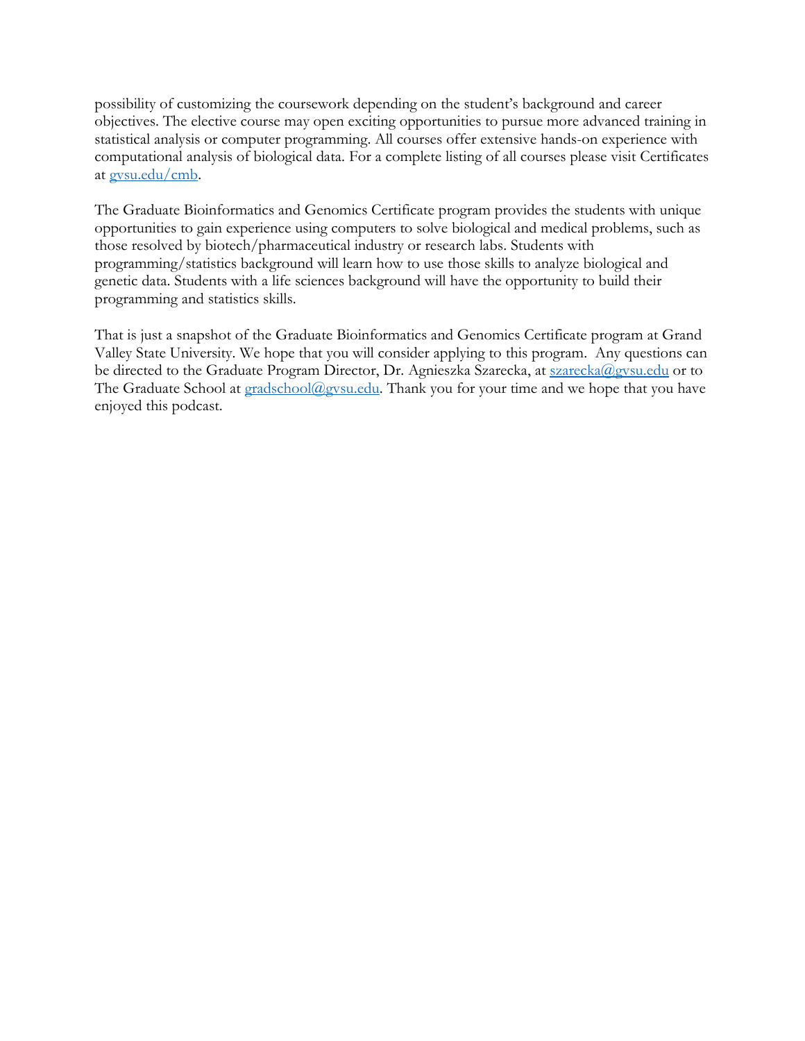possibility of customizing the coursework depending on the student's background and career objectives. The elective course may open exciting opportunities to pursue more advanced training in statistical analysis or computer programming. All courses offer extensive hands-on experience with computational analysis of biological data. For a complete listing of all courses please visit Certificates at [gvsu.edu/cmb](gvsu.edu/cmb).

The Graduate Bioinformatics and Genomics Certificate program provides the students with unique opportunities to gain experience using computers to solve biological and medical problems, such as those resolved by biotech/pharmaceutical industry or research labs. Students with programming/statistics background will learn how to use those skills to analyze biological and genetic data. Students with a life sciences background will have the opportunity to build their programming and statistics skills.

That is just a snapshot of the Graduate Bioinformatics and Genomics Certificate program at Grand Valley State University. We hope that you will consider applying to this program. Any questions can be directed to the Graduate Program Director, Dr. Agnieszka Szarecka, at [szarecka@gvsu.edu](mailto:szarecka@gvsu.edu) or to The Graduate School at [gradschool@gvsu.edu](mailto:gradschool@gvsu.edu). Thank you for your time and we hope that you have enjoyed this podcast.